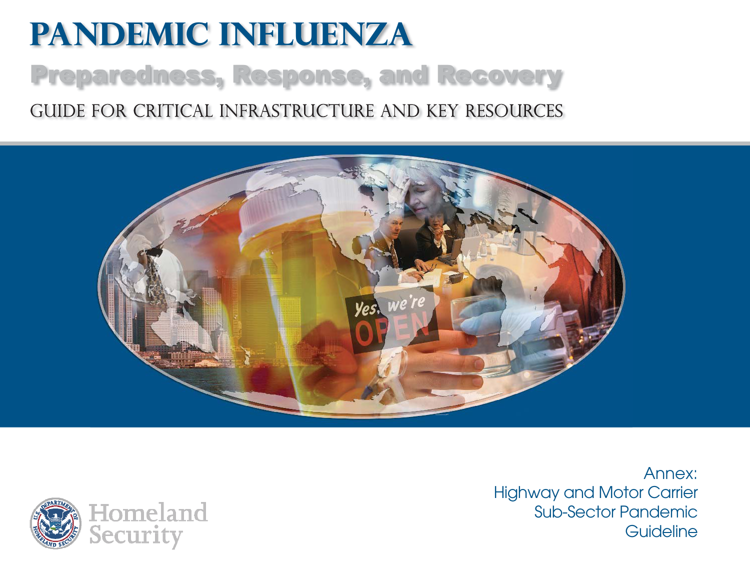# PANDEMIC INFLUENZA

## Preparedness, Response, and Recovery

GUIDE FOR CRITICAL INFRASTRUCTURE AND KEY RESOURCES

Annex:
Highway and Motor Carrier
Sub-Sector Pandemic
Guideline

Homeland Security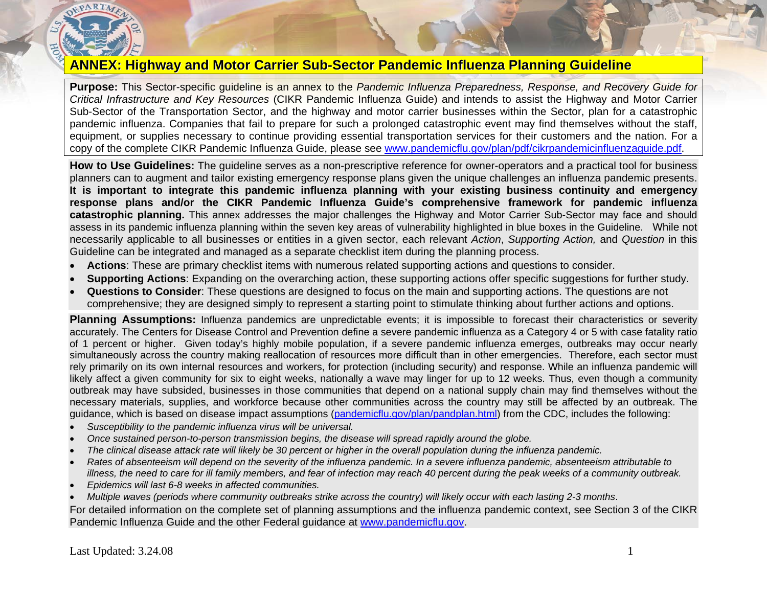# ANNEX: Highway and Motor Carrier Sub-Sector Pandemic Influenza Planning Guideline

**Purpose:** This Sector-specific guideline is an annex to the *Pandemic Influenza Preparedness, Response, and Recovery Guide for Critical Infrastructure and Key Resources* (CIKR Pandemic Influenza Guide) and intends to assist the Highway and Motor Carrier Sub-Sector of the Transportation Sector, and the highway and motor carrier businesses within the Sector, plan for a catastrophic pandemic influenza. Companies that fail to prepare for such a prolonged catastrophic event may find themselves without the staff, equipment, or supplies necessary to continue providing essential transportation services for their customers and the nation. For a copy of the complete CIKR Pandemic Influenza Guide, please see [www.pandemicflu.gov/plan/pdf/cikrpandemicinfluenzaguide.pdf](www.pandemicflu.gov/plan/pdf/cikrpandemicinfluenzaguide.pdf).

**How to Use Guidelines:** The guideline serves as a non-prescriptive reference for owner-operators and a practical tool for business planners can to augment and tailor existing emergency response plans given the unique challenges an influenza pandemic presents. **It is important to integrate this pandemic influenza planning with your existing business continuity and emergency response plans and/or the CIKR Pandemic Influenza Guide's comprehensive framework for pandemic influenza catastrophic planning.** This annex addresses the major challenges the Highway and Motor Carrier Sub-Sector may face and should assess in its pandemic influenza planning within the seven key areas of vulnerability highlighted in blue boxes in the Guideline. While not necessarily applicable to all businesses or entities in a given sector, each relevant *Action*, *Supporting Action,* and *Question* in this Guideline can be integrated and managed as a separate checklist item during the planning process.

- **Actions**: These are primary checklist items with numerous related supporting actions and questions to consider.
- **Supporting Actions**: Expanding on the overarching action, these supporting actions offer specific suggestions for further study.
- **Questions to Consider**: These questions are designed to focus on the main and supporting actions. The questions are not comprehensive; they are designed simply to represent a starting point to stimulate thinking about further actions and options.

**Planning Assumptions:** Influenza pandemics are unpredictable events; it is impossible to forecast their characteristics or severity accurately. The Centers for Disease Control and Prevention define a severe pandemic influenza as a Category 4 or 5 with case fatality ratio of 1 percent or higher. Given today's highly mobile population, if a severe pandemic influenza emerges, outbreaks may occur nearly simultaneously across the country making reallocation of resources more difficult than in other emergencies. Therefore, each sector must rely primarily on its own internal resources and workers, for protection (including security) and response. While an influenza pandemic will likely affect a given community for six to eight weeks, nationally a wave may linger for up to 12 weeks. Thus, even though a community outbreak may have subsided, businesses in those communities that depend on a national supply chain may find themselves without the necessary materials, supplies, and workforce because other communities across the country may still be affected by an outbreak. The guidance, which is based on disease impact assumptions ([pandemicflu.gov/plan/pandplan.html](pandemicflu.gov/plan/pandplan.html)) from the CDC, includes the following:

- *Susceptibility to the pandemic influenza virus will be universal.*
- *Once sustained person-to-person transmission begins, the disease will spread rapidly around the globe.*
- *The clinical disease attack rate will likely be 30 percent or higher in the overall population during the influenza pandemic.*
- *Rates of absenteeism will depend on the severity of the influenza pandemic. In a severe influenza pandemic, absenteeism attributable to illness, the need to care for ill family members, and fear of infection may reach 40 percent during the peak weeks of a community outbreak.*
- *Epidemics will last 6-8 weeks in affected communities.*
- *Multiple waves (periods where community outbreaks strike across the country) will likely occur with each lasting 2-3 months*.

For detailed information on the complete set of planning assumptions and the influenza pandemic context, see Section 3 of the CIKR Pandemic Influenza Guide and the other Federal guidance at [www.pandemicflu.gov](www.pandemicflu.gov).

Last Updated: 3.24.08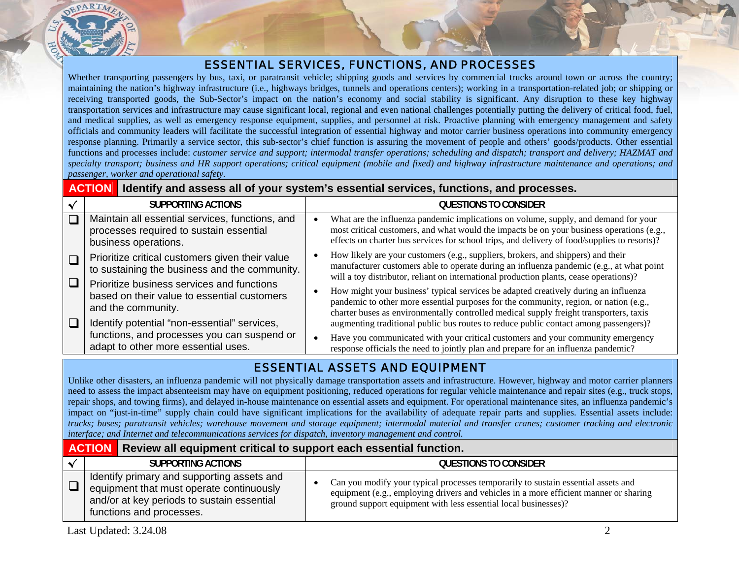## ESSENTIAL SERVICES, FUNCTIONS, AND PROCESSES

Whether transporting passengers by bus, taxi, or paratransit vehicle; shipping goods and services by commercial trucks around town or across the country; maintaining the nation's highway infrastructure (i.e., highways bridges, tunnels and operations centers); working in a transportation-related job; or shipping or receiving transported goods, the Sub-Sector's impact on the nation's economy and social stability is significant. Any disruption to these key highway transportation services and infrastructure may cause significant local, regional and even national challenges potentially putting the delivery of critical food, fuel, and medical supplies, as well as emergency response equipment, supplies, and personnel at risk. Proactive planning with emergency management and safety officials and community leaders will facilitate the successful integration of essential highway and motor carrier business operations into community emergency response planning. Primarily a service sector, this sub-sector's chief function is assuring the movement of people and others' goods/products. Other essential functions and processes include: *customer service and support; intermodal transfer operations; scheduling and dispatch; transport and delivery; HAZMAT and specialty transport; business and HR support operations; critical equipment (mobile and fixed) and highway infrastructure maintenance and operations; and passenger, worker and operational safety.*

**ACTION** **Identify and assess all of your system's essential services, functions, and processes.**

| √ | SUPPORTING ACTIONS | QUESTIONS TO CONSIDER |
|---|---|---|
| ❑ | Maintain all essential services, functions, and processes required to sustain essential business operations. | • What are the influenza pandemic implications on volume, supply, and demand for your most critical customers, and what would the impacts be on your business operations (e.g., effects on charter bus services for school trips, and delivery of food/supplies to resorts)? |
| ❑ | Prioritize critical customers given their value to sustaining the business and the community. | • How likely are your customers (e.g., suppliers, brokers, and shippers) and their manufacturer customers able to operate during an influenza pandemic (e.g., at what point will a toy distributor, reliant on international production plants, cease operations)? |
| ❑ | Prioritize business services and functions based on their value to essential customers and the community. | • How might your business' typical services be adapted creatively during an influenza pandemic to other more essential purposes for the community, region, or nation (e.g., charter buses as environmentally controlled medical supply freight transporters, taxis augmenting traditional public bus routes to reduce public contact among passengers)? |
| ❑ | Identify potential "non-essential" services, functions, and processes you can suspend or adapt to other more essential uses. | • Have you communicated with your critical customers and your community emergency response officials the need to jointly plan and prepare for an influenza pandemic? |

## ESSENTIAL ASSETS AND EQUIPMENT

Unlike other disasters, an influenza pandemic will not physically damage transportation assets and infrastructure. However, highway and motor carrier planners need to assess the impact absenteeism may have on equipment positioning, reduced operations for regular vehicle maintenance and repair sites (e.g., truck stops, repair shops, and towing firms), and delayed in-house maintenance on essential assets and equipment. For operational maintenance sites, an influenza pandemic's impact on "just-in-time" supply chain could have significant implications for the availability of adequate repair parts and supplies. Essential assets include: *trucks; buses; paratransit vehicles; warehouse movement and storage equipment; intermodal material and transfer cranes; customer tracking and electronic interface; and Internet and telecommunications services for dispatch, inventory management and control.*

**ACTION** **Review all equipment critical to support each essential function.**

| √ | SUPPORTING ACTIONS | QUESTIONS TO CONSIDER |
|---|---|---|
| ❑ | Identify primary and supporting assets and equipment that must operate continuously and/or at key periods to sustain essential functions and processes. | • Can you modify your typical processes temporarily to sustain essential assets and equipment (e.g., employing drivers and vehicles in a more efficient manner or sharing ground support equipment with less essential local businesses)? |

Last Updated: 3.24.08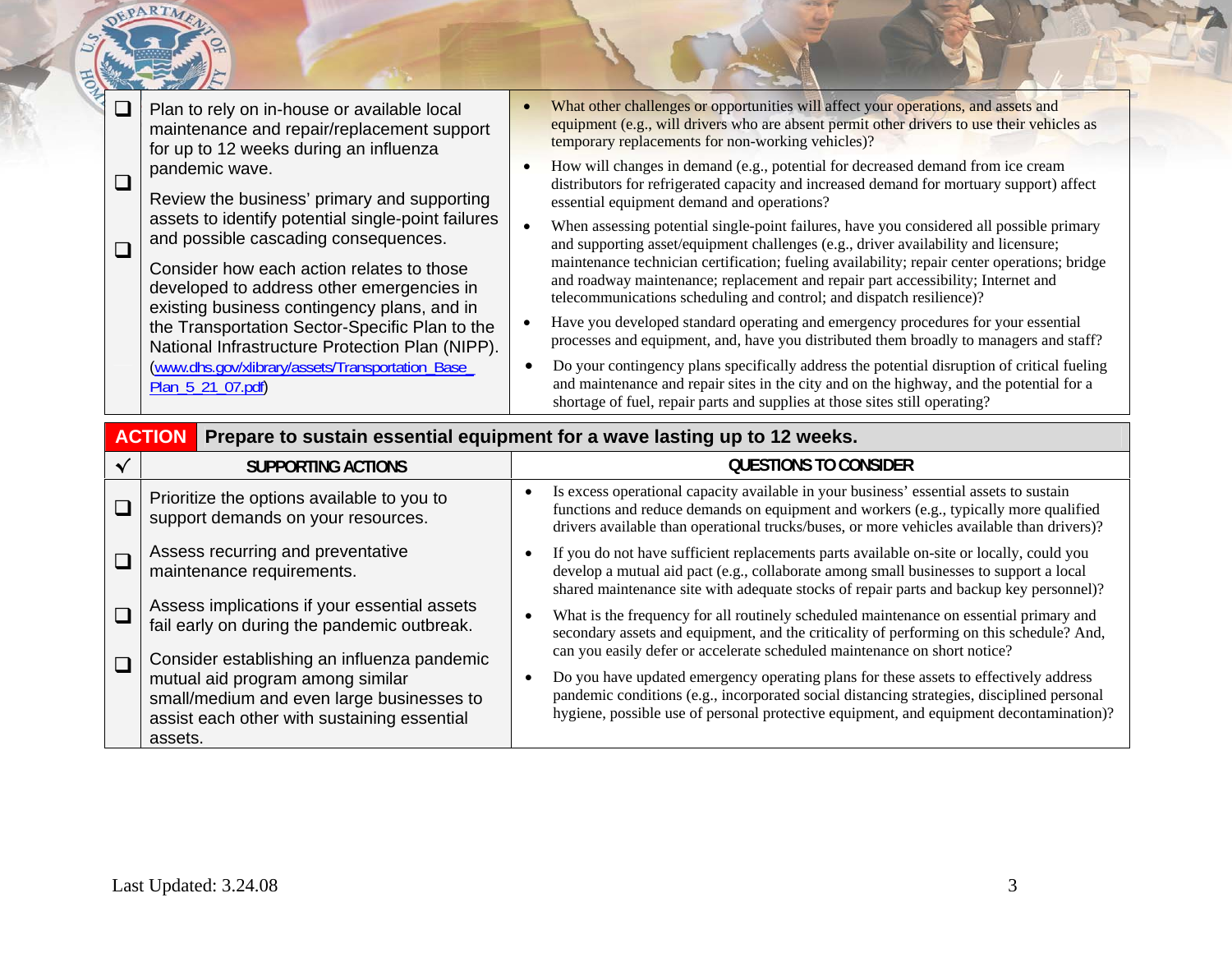| ✓ | SUPPORTING ACTIONS | QUESTIONS TO CONSIDER |
|---|---|---|
| ❑ | Plan to rely on in-house or available local maintenance and repair/replacement support for up to 12 weeks during an influenza pandemic wave. | • What other challenges or opportunities will affect your operations, and assets and equipment (e.g., will drivers who are absent permit other drivers to use their vehicles as temporary replacements for non-working vehicles)? <br> • How will changes in demand (e.g., potential for decreased demand from ice cream distributors for refrigerated capacity and increased demand for mortuary support) affect essential equipment demand and operations? |
| ❑ | Review the business' primary and supporting assets to identify potential single-point failures and possible cascading consequences. | • When assessing potential single-point failures, have you considered all possible primary and supporting asset/equipment challenges (e.g., driver availability and licensure; maintenance technician certification; fueling availability; repair center operations; bridge and roadway maintenance; replacement and repair part accessibility; Internet and telecommunications scheduling and control; and dispatch resilience)? |
| ❑ | Consider how each action relates to those developed to address other emergencies in existing business contingency plans, and in the Transportation Sector-Specific Plan to the National Infrastructure Protection Plan (NIPP). (www.dhs.gov/xlibrary/assets/Transportation_Base_Plan_5_21_07.pdf) | • Have you developed standard operating and emergency procedures for your essential processes and equipment, and, have you distributed them broadly to managers and staff? <br> • Do your contingency plans specifically address the potential disruption of critical fueling and maintenance and repair sites in the city and on the highway, and the potential for a shortage of fuel, repair parts and supplies at those sites still operating? |

**ACTION** Prepare to sustain essential equipment for a wave lasting up to 12 weeks.

| ✓ | SUPPORTING ACTIONS | QUESTIONS TO CONSIDER |
|---|---|---|
| ❑ | Prioritize the options available to you to support demands on your resources. | • Is excess operational capacity available in your business' essential assets to sustain functions and reduce demands on equipment and workers (e.g., typically more qualified drivers available than operational trucks/buses, or more vehicles available than drivers)? |
| ❑ | Assess recurring and preventative maintenance requirements. | • If you do not have sufficient replacements parts available on-site or locally, could you develop a mutual aid pact (e.g., collaborate among small businesses to support a local shared maintenance site with adequate stocks of repair parts and backup key personnel)? |
| ❑ | Assess implications if your essential assets fail early on during the pandemic outbreak. | • What is the frequency for all routinely scheduled maintenance on essential primary and secondary assets and equipment, and the criticality of performing on this schedule? And, can you easily defer or accelerate scheduled maintenance on short notice? |
| ❑ | Consider establishing an influenza pandemic mutual aid program among similar small/medium and even large businesses to assist each other with sustaining essential assets. | • Do you have updated emergency operating plans for these assets to effectively address pandemic conditions (e.g., incorporated social distancing strategies, disciplined personal hygiene, possible use of personal protective equipment, and equipment decontamination)? |

Last Updated: 3.24.08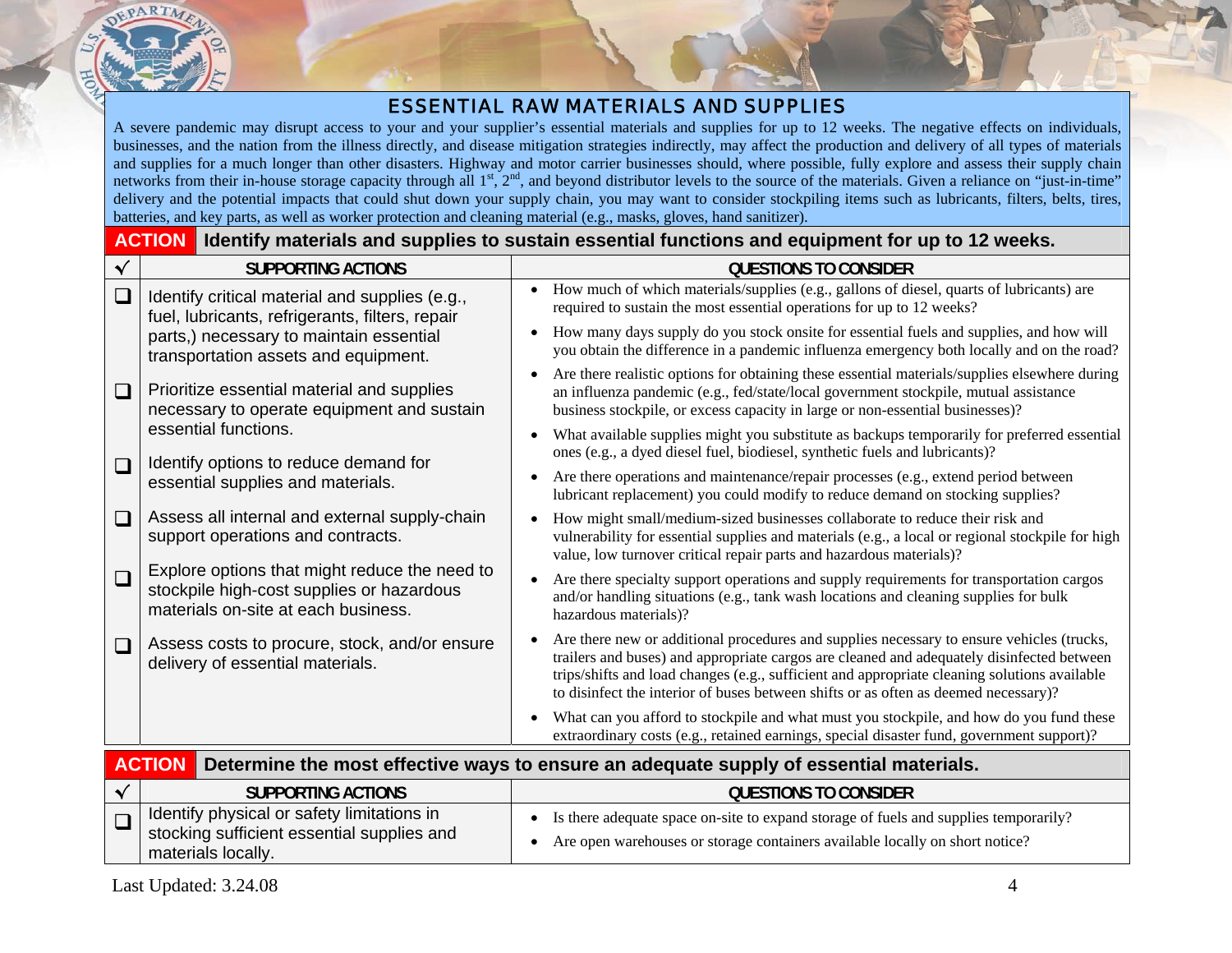## ESSENTIAL RAW MATERIALS AND SUPPLIES

A severe pandemic may disrupt access to your and your supplier's essential materials and supplies for up to 12 weeks. The negative effects on individuals, businesses, and the nation from the illness directly, and disease mitigation strategies indirectly, may affect the production and delivery of all types of materials and supplies for a much longer than other disasters. Highway and motor carrier businesses should, where possible, fully explore and assess their supply chain networks from their in-house storage capacity through all 1st, 2nd, and beyond distributor levels to the source of the materials. Given a reliance on "just-in-time" delivery and the potential impacts that could shut down your supply chain, you may want to consider stockpiling items such as lubricants, filters, belts, tires, batteries, and key parts, as well as worker protection and cleaning material (e.g., masks, gloves, hand sanitizer).

**ACTION** **Identify materials and supplies to sustain essential functions and equipment for up to 12 weeks.**

| √ | SUPPORTING ACTIONS | QUESTIONS TO CONSIDER |
|---|---|---|
| ❑ | Identify critical material and supplies (e.g., fuel, lubricants, refrigerants, filters, repair parts,) necessary to maintain essential transportation assets and equipment. | • How much of which materials/supplies (e.g., gallons of diesel, quarts of lubricants) are required to sustain the most essential operations for up to 12 weeks?<br>• How many days supply do you stock onsite for essential fuels and supplies, and how will you obtain the difference in a pandemic influenza emergency both locally and on the road? |
| ❑ | Prioritize essential material and supplies necessary to operate equipment and sustain essential functions. | • Are there realistic options for obtaining these essential materials/supplies elsewhere during an influenza pandemic (e.g., fed/state/local government stockpile, mutual assistance business stockpile, or excess capacity in large or non-essential businesses)?<br>• What available supplies might you substitute as backups temporarily for preferred essential ones (e.g., a dyed diesel fuel, biodiesel, synthetic fuels and lubricants)? |
| ❑ | Identify options to reduce demand for essential supplies and materials. | • Are there operations and maintenance/repair processes (e.g., extend period between lubricant replacement) you could modify to reduce demand on stocking supplies? |
| ❑ | Assess all internal and external supply-chain support operations and contracts. | • How might small/medium-sized businesses collaborate to reduce their risk and vulnerability for essential supplies and materials (e.g., a local or regional stockpile for high value, low turnover critical repair parts and hazardous materials)? |
| ❑ | Explore options that might reduce the need to stockpile high-cost supplies or hazardous materials on-site at each business. | • Are there specialty support operations and supply requirements for transportation cargos and/or handling situations (e.g., tank wash locations and cleaning supplies for bulk hazardous materials)? |
| ❑ | Assess costs to procure, stock, and/or ensure delivery of essential materials. | • Are there new or additional procedures and supplies necessary to ensure vehicles (trucks, trailers and buses) and appropriate cargos are cleaned and adequately disinfected between trips/shifts and load changes (e.g., sufficient and appropriate cleaning solutions available to disinfect the interior of buses between shifts or as often as deemed necessary)?<br>• What can you afford to stockpile and what must you stockpile, and how do you fund these extraordinary costs (e.g., retained earnings, special disaster fund, government support)? |

**ACTION** **Determine the most effective ways to ensure an adequate supply of essential materials.**

| √ | SUPPORTING ACTIONS | QUESTIONS TO CONSIDER |
|---|---|---|
| ❑ | Identify physical or safety limitations in stocking sufficient essential supplies and materials locally. | • Is there adequate space on-site to expand storage of fuels and supplies temporarily?<br>• Are open warehouses or storage containers available locally on short notice? |

Last Updated: 3.24.08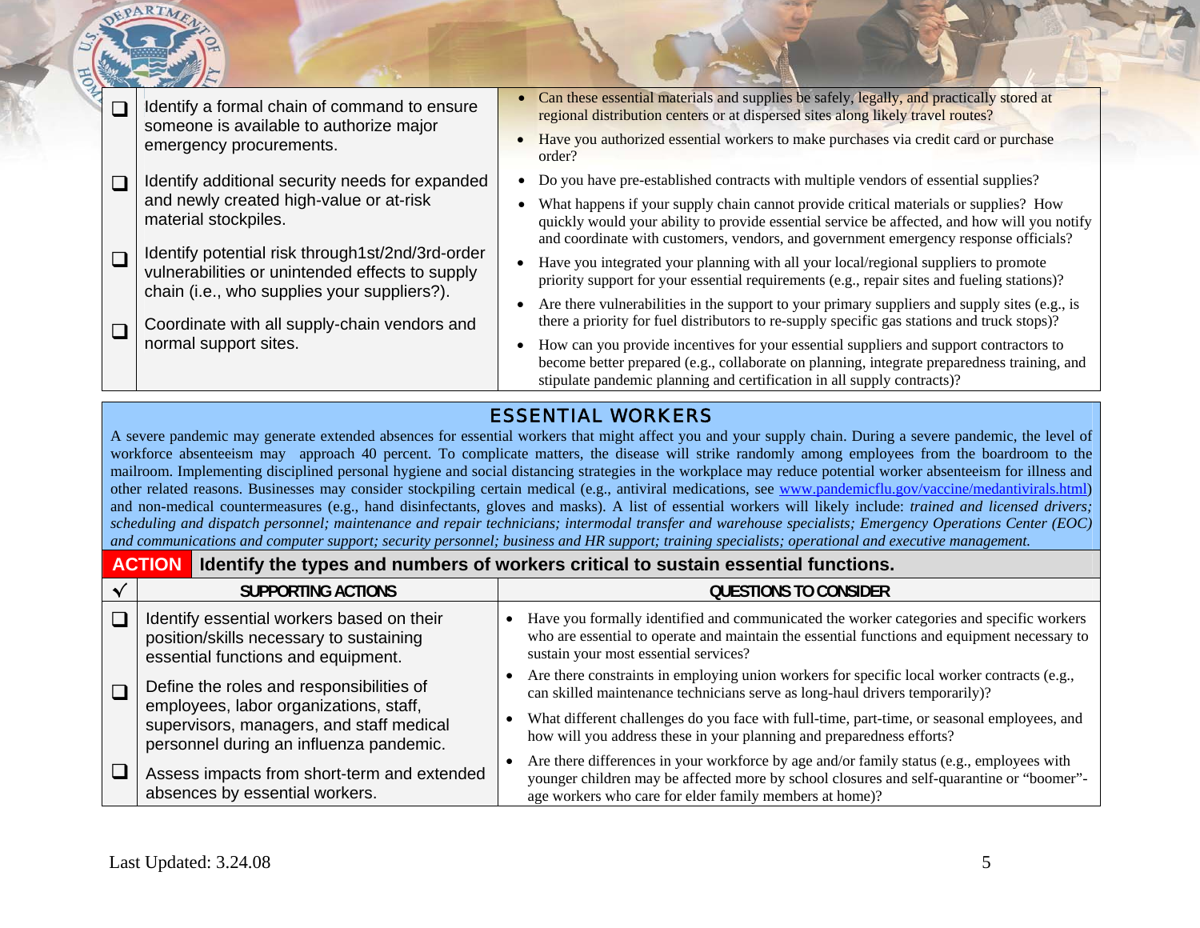| ✓ | SUPPORTING ACTIONS | QUESTIONS TO CONSIDER |
|---|---|---|
| ❑ | Identify a formal chain of command to ensure someone is available to authorize major emergency procurements. | • Can these essential materials and supplies be safely, legally, and practically stored at regional distribution centers or at dispersed sites along likely travel routes?<br>• Have you authorized essential workers to make purchases via credit card or purchase order? |
| ❑ | Identify additional security needs for expanded and newly created high-value or at-risk material stockpiles. | • Do you have pre-established contracts with multiple vendors of essential supplies?<br>• What happens if your supply chain cannot provide critical materials or supplies? How quickly would your ability to provide essential service be affected, and how will you notify and coordinate with customers, vendors, and government emergency response officials? |
| ❑ | Identify potential risk through1st/2nd/3rd-order vulnerabilities or unintended effects to supply chain (i.e., who supplies your suppliers?). | • Have you integrated your planning with all your local/regional suppliers to promote priority support for your essential requirements (e.g., repair sites and fueling stations)?<br>• Are there vulnerabilities in the support to your primary suppliers and supply sites (e.g., is there a priority for fuel distributors to re-supply specific gas stations and truck stops)? |
| ❑ | Coordinate with all supply-chain vendors and normal support sites. | • How can you provide incentives for your essential suppliers and support contractors to become better prepared (e.g., collaborate on planning, integrate preparedness training, and stipulate pandemic planning and certification in all supply contracts)? |

## ESSENTIAL WORKERS

A severe pandemic may generate extended absences for essential workers that might affect you and your supply chain. During a severe pandemic, the level of workforce absenteeism may approach 40 percent. To complicate matters, the disease will strike randomly among employees from the boardroom to the mailroom. Implementing disciplined personal hygiene and social distancing strategies in the workplace may reduce potential worker absenteeism for illness and other related reasons. Businesses may consider stockpiling certain medical (e.g., antiviral medications, see www.pandemicflu.gov/vaccine/medantivirals.html) and non-medical countermeasures (e.g., hand disinfectants, gloves and masks). A list of essential workers will likely include: *trained and licensed drivers; scheduling and dispatch personnel; maintenance and repair technicians; intermodal transfer and warehouse specialists; Emergency Operations Center (EOC) and communications and computer support; security personnel; business and HR support; training specialists; operational and executive management.*

**ACTION** **Identify the types and numbers of workers critical to sustain essential functions.**

| ✓ | SUPPORTING ACTIONS | QUESTIONS TO CONSIDER |
|---|---|---|
| ❑ | Identify essential workers based on their position/skills necessary to sustaining essential functions and equipment. | • Have you formally identified and communicated the worker categories and specific workers who are essential to operate and maintain the essential functions and equipment necessary to sustain your most essential services?<br>• Are there constraints in employing union workers for specific local worker contracts (e.g., can skilled maintenance technicians serve as long-haul drivers temporarily)? |
| ❑ | Define the roles and responsibilities of employees, labor organizations, staff, supervisors, managers, and staff medical personnel during an influenza pandemic. | • What different challenges do you face with full-time, part-time, or seasonal employees, and how will you address these in your planning and preparedness efforts? |
| ❑ | Assess impacts from short-term and extended absences by essential workers. | • Are there differences in your workforce by age and/or family status (e.g., employees with younger children may be affected more by school closures and self-quarantine or "boomer"-age workers who care for elder family members at home)? |

Last Updated: 3.24.08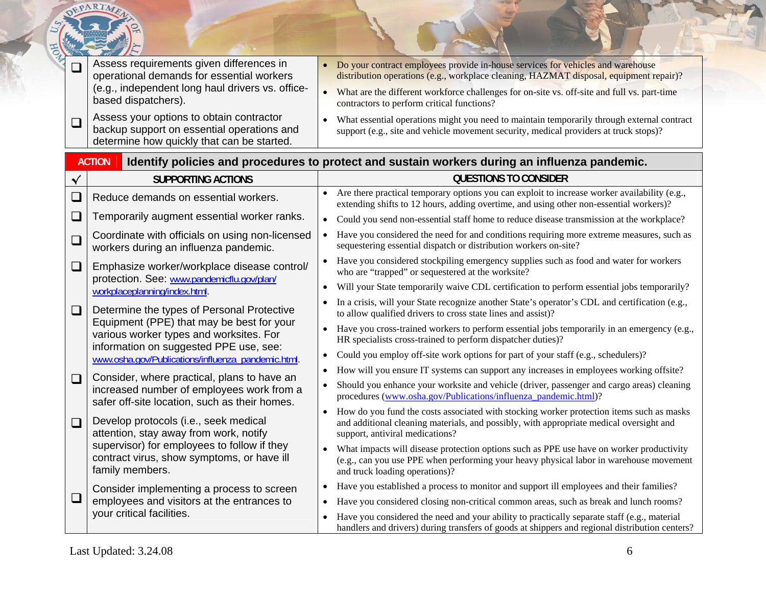| ✓ | Supporting Actions | Questions to Consider |
|---|---|---|
| ❑ | Assess requirements given differences in operational demands for essential workers (e.g., independent long haul drivers vs. office-based dispatchers). | • Do your contract employees provide in-house services for vehicles and warehouse distribution operations (e.g., workplace cleaning, HAZMAT disposal, equipment repair)?<br>• What are the different workforce challenges for on-site vs. off-site and full vs. part-time contractors to perform critical functions? |
| ❑ | Assess your options to obtain contractor backup support on essential operations and determine how quickly that can be started. | • What essential operations might you need to maintain temporarily through external contract support (e.g., site and vehicle movement security, medical providers at truck stops)? |

## ACTION: Identify policies and procedures to protect and sustain workers during an influenza pandemic.

| √ | SUPPORTING ACTIONS | QUESTIONS TO CONSIDER |
|---|---|---|
| ❑ | Reduce demands on essential workers. | • Are there practical temporary options you can exploit to increase worker availability (e.g., extending shifts to 12 hours, adding overtime, and using other non-essential workers)?<br>• Could you send non-essential staff home to reduce disease transmission at the workplace?<br>• Have you considered the need for and conditions requiring more extreme measures, such as sequestering essential dispatch or distribution workers on-site?<br>• Have you considered stockpiling emergency supplies such as food and water for workers who are "trapped" or sequestered at the worksite?<br>• Will your State temporarily waive CDL certification to perform essential jobs temporarily?<br>• In a crisis, will your State recognize another State's operator's CDL and certification (e.g., to allow qualified drivers to cross state lines and assist)?<br>• Have you cross-trained workers to perform essential jobs temporarily in an emergency (e.g., HR specialists cross-trained to perform dispatcher duties)?<br>• Could you employ off-site work options for part of your staff (e.g., schedulers)?<br>• How will you ensure IT systems can support any increases in employees working offsite?<br>• Should you enhance your worksite and vehicle (driver, passenger and cargo areas) cleaning procedures (www.osha.gov/Publications/influenza_pandemic.html)?<br>• How do you fund the costs associated with stocking worker protection items such as masks and additional cleaning materials, and possibly, with appropriate medical oversight and support, antiviral medications?<br>• What impacts will disease protection options such as PPE use have on worker productivity (e.g., can you use PPE when performing your heavy physical labor in warehouse movement and truck loading operations)?<br>• Have you established a process to monitor and support ill employees and their families?<br>• Have you considered closing non-critical common areas, such as break and lunch rooms?<br>• Have you considered the need and your ability to practically separate staff (e.g., material handlers and drivers) during transfers of goods at shippers and regional distribution centers? |
| ❑ | Temporarily augment essential worker ranks. | |
| ❑ | Coordinate with officials on using non-licensed workers during an influenza pandemic. | |
| ❑ | Emphasize worker/workplace disease control/ protection. See: www.pandemicflu.gov/plan/workplaceplanning/index.html. | |
| ❑ | Determine the types of Personal Protective Equipment (PPE) that may be best for your various worker types and worksites. For information on suggested PPE use, see: www.osha.gov/Publications/influenza_pandemic.html. | |
| ❑ | Consider, where practical, plans to have an increased number of employees work from a safer off-site location, such as their homes. | |
| ❑ | Develop protocols (i.e., seek medical attention, stay away from work, notify supervisor) for employees to follow if they contract virus, show symptoms, or have ill family members. | |
| ❑ | Consider implementing a process to screen employees and visitors at the entrances to your critical facilities. | |

Last Updated: 3.24.08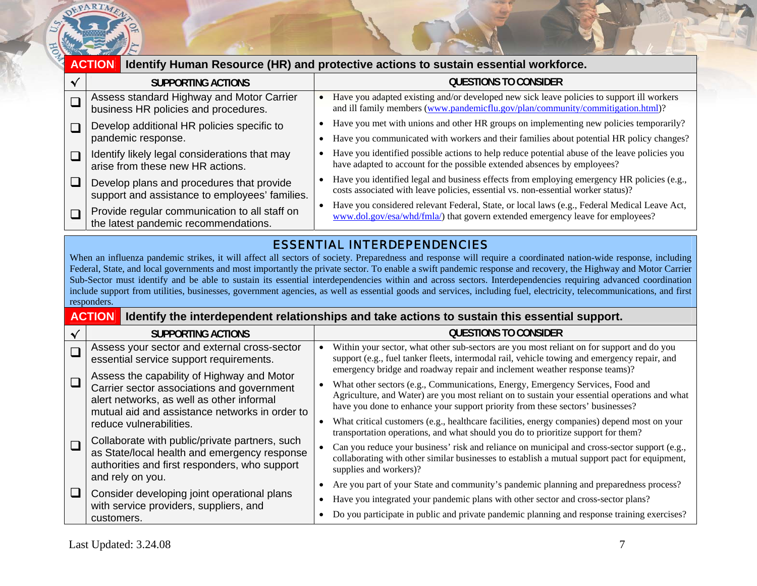**ACTION** Identify Human Resource (HR) and protective actions to sustain essential workforce.

| ✓ | SUPPORTING ACTIONS | QUESTIONS TO CONSIDER |
|---|---|---|
| ❑ | Assess standard Highway and Motor Carrier business HR policies and procedures. | • Have you adapted existing and/or developed new sick leave policies to support ill workers and ill family members (www.pandemicflu.gov/plan/community/commitigation.html)? |
| ❑ | Develop additional HR policies specific to pandemic response. | • Have you met with unions and other HR groups on implementing new policies temporarily?<br>• Have you communicated with workers and their families about potential HR policy changes? |
| ❑ | Identify likely legal considerations that may arise from these new HR actions. | • Have you identified possible actions to help reduce potential abuse of the leave policies you have adapted to account for the possible extended absences by employees? |
| ❑ | Develop plans and procedures that provide support and assistance to employees' families. | • Have you identified legal and business effects from employing emergency HR policies (e.g., costs associated with leave policies, essential vs. non-essential worker status)? |
| ❑ | Provide regular communication to all staff on the latest pandemic recommendations. | • Have you considered relevant Federal, State, or local laws (e.g., Federal Medical Leave Act, www.dol.gov/esa/whd/fmla/) that govern extended emergency leave for employees? |

## ESSENTIAL INTERDEPENDENCIES

When an influenza pandemic strikes, it will affect all sectors of society. Preparedness and response will require a coordinated nation-wide response, including Federal, State, and local governments and most importantly the private sector. To enable a swift pandemic response and recovery, the Highway and Motor Carrier Sub-Sector must identify and be able to sustain its essential interdependencies within and across sectors. Interdependencies requiring advanced coordination include support from utilities, businesses, government agencies, as well as essential goods and services, including fuel, electricity, telecommunications, and first responders.

**ACTION** Identify the interdependent relationships and take actions to sustain this essential support.

| ✓ | SUPPORTING ACTIONS | QUESTIONS TO CONSIDER |
|---|---|---|
| ❑ | Assess your sector and external cross-sector essential service support requirements. | • Within your sector, what other sub-sectors are you most reliant on for support and do you support (e.g., fuel tanker fleets, intermodal rail, vehicle towing and emergency repair, and emergency bridge and roadway repair and inclement weather response teams)? |
| ❑ | Assess the capability of Highway and Motor Carrier sector associations and government alert networks, as well as other informal mutual aid and assistance networks in order to reduce vulnerabilities. | • What other sectors (e.g., Communications, Energy, Emergency Services, Food and Agriculture, and Water) are you most reliant on to sustain your essential operations and what have you done to enhance your support priority from these sectors' businesses?<br>• What critical customers (e.g., healthcare facilities, energy companies) depend most on your transportation operations, and what should you do to prioritize support for them? |
| ❑ | Collaborate with public/private partners, such as State/local health and emergency response authorities and first responders, who support and rely on you. | • Can you reduce your business' risk and reliance on municipal and cross-sector support (e.g., collaborating with other similar businesses to establish a mutual support pact for equipment, supplies and workers)?<br>• Are you part of your State and community's pandemic planning and preparedness process? |
| ❑ | Consider developing joint operational plans with service providers, suppliers, and customers. | • Have you integrated your pandemic plans with other sector and cross-sector plans?<br>• Do you participate in public and private pandemic planning and response training exercises? |

Last Updated: 3.24.08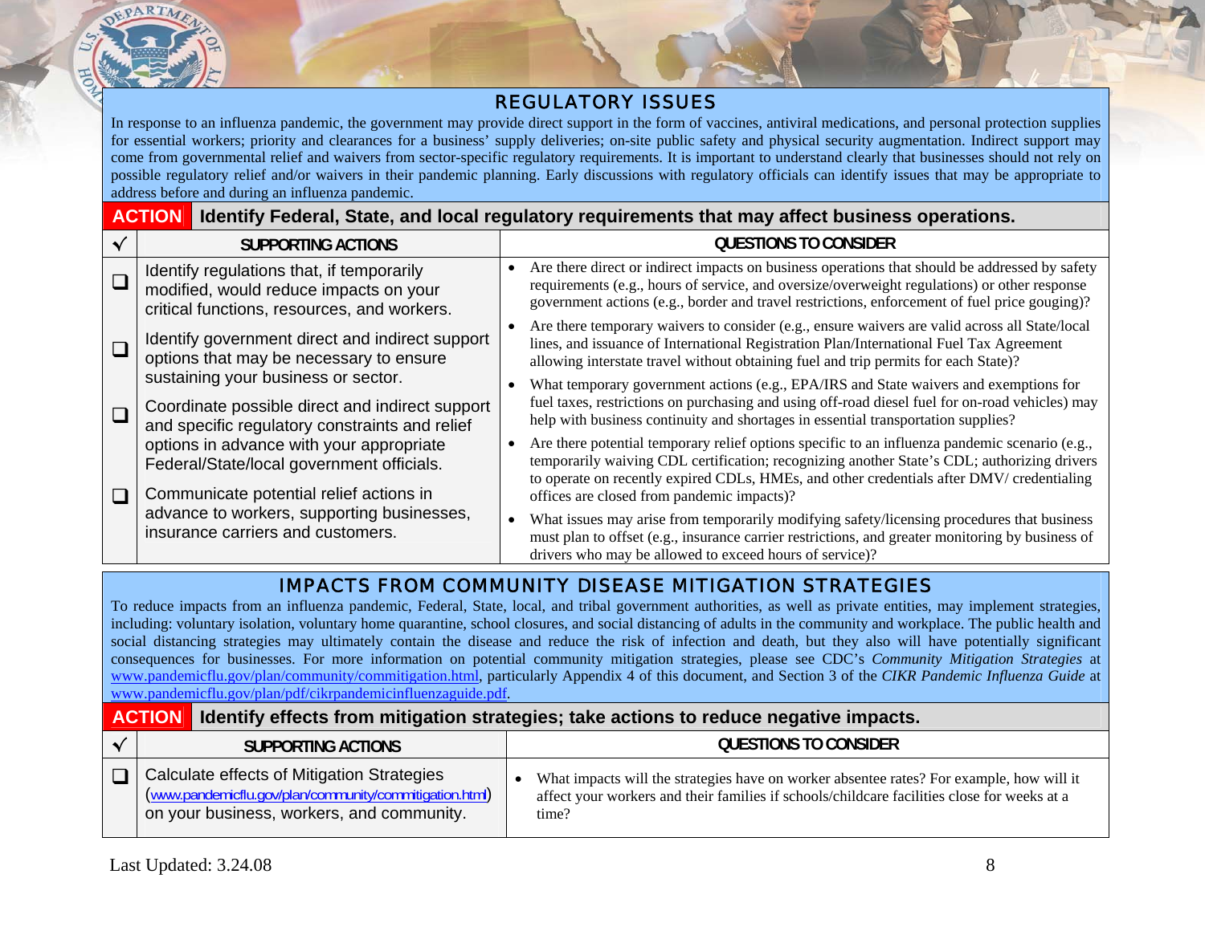## REGULATORY ISSUES

In response to an influenza pandemic, the government may provide direct support in the form of vaccines, antiviral medications, and personal protection supplies for essential workers; priority and clearances for a business' supply deliveries; on-site public safety and physical security augmentation. Indirect support may come from governmental relief and waivers from sector-specific regulatory requirements. It is important to understand clearly that businesses should not rely on possible regulatory relief and/or waivers in their pandemic planning. Early discussions with regulatory officials can identify issues that may be appropriate to address before and during an influenza pandemic.

**ACTION** **Identify Federal, State, and local regulatory requirements that may affect business operations.**

| √ | SUPPORTING ACTIONS | QUESTIONS TO CONSIDER |
|---|---|---|
| ❑ | Identify regulations that, if temporarily modified, would reduce impacts on your critical functions, resources, and workers. | • Are there direct or indirect impacts on business operations that should be addressed by safety requirements (e.g., hours of service, and oversize/overweight regulations) or other response government actions (e.g., border and travel restrictions, enforcement of fuel price gouging)? |
| ❑ | Identify government direct and indirect support options that may be necessary to ensure sustaining your business or sector. | • Are there temporary waivers to consider (e.g., ensure waivers are valid across all State/local lines, and issuance of International Registration Plan/International Fuel Tax Agreement allowing interstate travel without obtaining fuel and trip permits for each State)? |
| ❑ | Coordinate possible direct and indirect support and specific regulatory constraints and relief options in advance with your appropriate Federal/State/local government officials. | • What temporary government actions (e.g., EPA/IRS and State waivers and exemptions for fuel taxes, restrictions on purchasing and using off-road diesel fuel for on-road vehicles) may help with business continuity and shortages in essential transportation supplies?<br>• Are there potential temporary relief options specific to an influenza pandemic scenario (e.g., temporarily waiving CDL certification; recognizing another State's CDL; authorizing drivers to operate on recently expired CDLs, HMEs, and other credentials after DMV/ credentialing offices are closed from pandemic impacts)? |
| ❑ | Communicate potential relief actions in advance to workers, supporting businesses, insurance carriers and customers. | • What issues may arise from temporarily modifying safety/licensing procedures that business must plan to offset (e.g., insurance carrier restrictions, and greater monitoring by business of drivers who may be allowed to exceed hours of service)? |

## IMPACTS FROM COMMUNITY DISEASE MITIGATION STRATEGIES

To reduce impacts from an influenza pandemic, Federal, State, local, and tribal government authorities, as well as private entities, may implement strategies, including: voluntary isolation, voluntary home quarantine, school closures, and social distancing of adults in the community and workplace. The public health and social distancing strategies may ultimately contain the disease and reduce the risk of infection and death, but they also will have potentially significant consequences for businesses. For more information on potential community mitigation strategies, please see CDC's *Community Mitigation Strategies* at www.pandemicflu.gov/plan/community/commitigation.html, particularly Appendix 4 of this document, and Section 3 of the *CIKR Pandemic Influenza Guide* at www.pandemicflu.gov/plan/pdf/cikrpandemicinfluenzaguide.pdf.

**ACTION** **Identify effects from mitigation strategies; take actions to reduce negative impacts.**

| √ | SUPPORTING ACTIONS | QUESTIONS TO CONSIDER |
|---|---|---|
| ❑ | Calculate effects of Mitigation Strategies (www.pandemicflu.gov/plan/community/commitigation.html) on your business, workers, and community. | • What impacts will the strategies have on worker absentee rates? For example, how will it affect your workers and their families if schools/childcare facilities close for weeks at a time? |

Last Updated: 3.24.08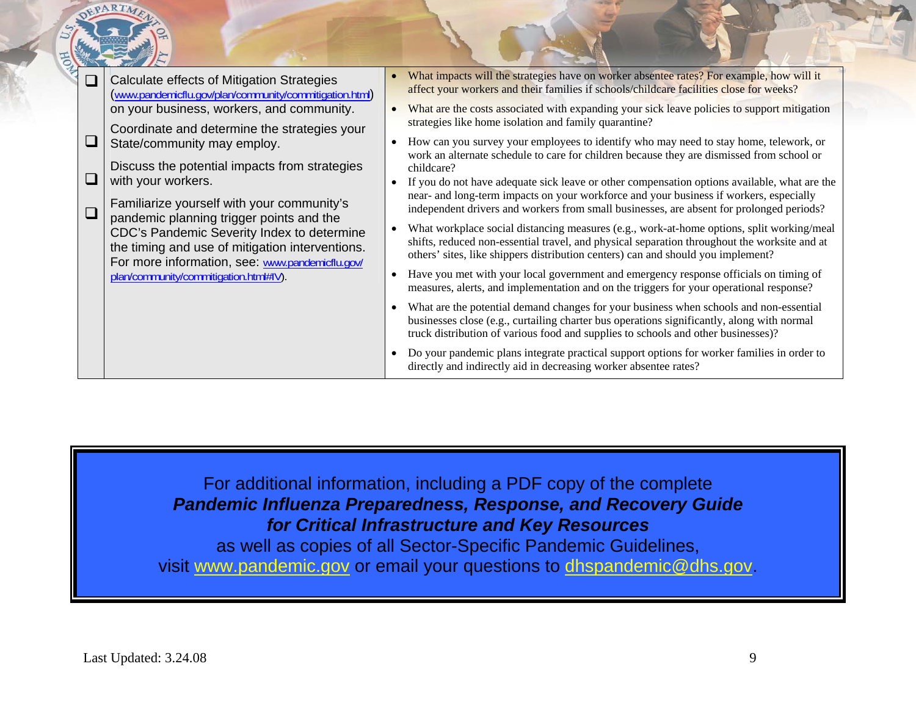| | | |
|---|---|---|
| ❑ | Calculate effects of Mitigation Strategies (www.pandemicflu.gov/plan/community/commitigation.html) on your business, workers, and community. | • What impacts will the strategies have on worker absentee rates? For example, how will it affect your workers and their families if schools/childcare facilities close for weeks?<br>• What are the costs associated with expanding your sick leave policies to support mitigation strategies like home isolation and family quarantine?<br>• How can you survey your employees to identify who may need to stay home, telework, or work an alternate schedule to care for children because they are dismissed from school or childcare?<br>• If you do not have adequate sick leave or other compensation options available, what are the near- and long-term impacts on your workforce and your business if workers, especially independent drivers and workers from small businesses, are absent for prolonged periods?<br>• What workplace social distancing measures (e.g., work-at-home options, split working/meal shifts, reduced non-essential travel, and physical separation throughout the worksite and at others' sites, like shippers distribution centers) can and should you implement?<br>• Have you met with your local government and emergency response officials on timing of measures, alerts, and implementation and on the triggers for your operational response?<br>• What are the potential demand changes for your business when schools and non-essential businesses close (e.g., curtailing charter bus operations significantly, along with normal truck distribution of various food and supplies to schools and other businesses)?<br>• Do your pandemic plans integrate practical support options for worker families in order to directly and indirectly aid in decreasing worker absentee rates? |
| ❑ | Coordinate and determine the strategies your State/community may employ. | |
| ❑ | Discuss the potential impacts from strategies with your workers. | |
| ❑ | Familiarize yourself with your community's pandemic planning trigger points and the CDC's Pandemic Severity Index to determine the timing and use of mitigation interventions. For more information, see: www.pandemicflu.gov/plan/community/commitigation.html#IV). | |

For additional information, including a PDF copy of the complete
***Pandemic Influenza Preparedness, Response, and Recovery Guide for Critical Infrastructure and Key Resources***
as well as copies of all Sector-Specific Pandemic Guidelines,
visit www.pandemic.gov or email your questions to dhspandemic@dhs.gov.

Last Updated: 3.24.08